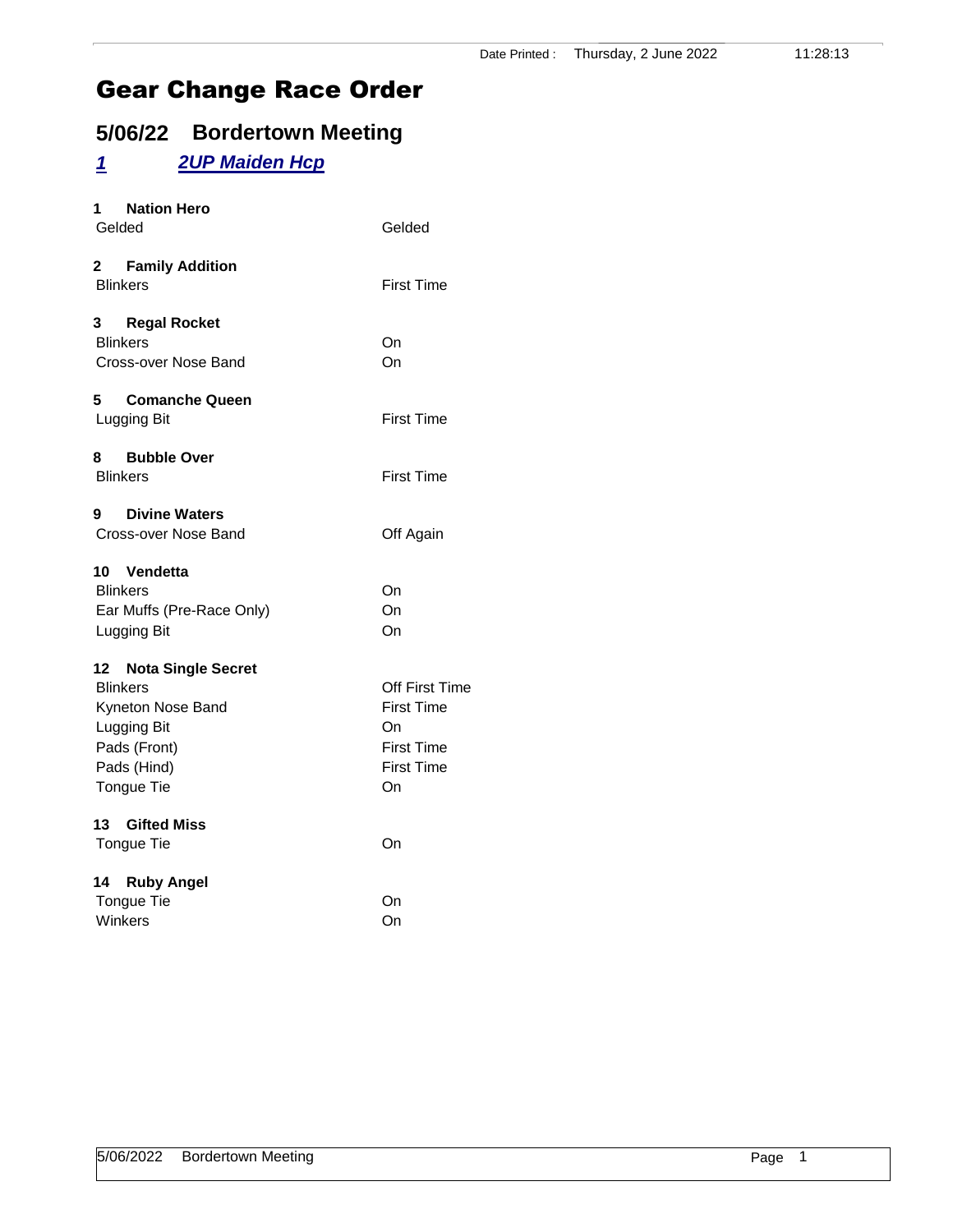# Gear Change Race Order

## 5/06/22 Bordertown Meeting

### *1* *2UP Maiden Hcp*

**1 Nation Hero**

| | |
|---|---|
| Gelded | Gelded |

**2 Family Addition**

| | |
|---|---|
| Blinkers | First Time |

**3 Regal Rocket**

| | |
|---|---|
| Blinkers | On |
| Cross-over Nose Band | On |

**5 Comanche Queen**

| | |
|---|---|
| Lugging Bit | First Time |

**8 Bubble Over**

| | |
|---|---|
| Blinkers | First Time |

**9 Divine Waters**

| | |
|---|---|
| Cross-over Nose Band | Off Again |

**10 Vendetta**

| | |
|---|---|
| Blinkers | On |
| Ear Muffs (Pre-Race Only) | On |
| Lugging Bit | On |

**12 Nota Single Secret**

| | |
|---|---|
| Blinkers | Off First Time |
| Kyneton Nose Band | First Time |
| Lugging Bit | On |
| Pads (Front) | First Time |
| Pads (Hind) | First Time |
| Tongue Tie | On |

**13 Gifted Miss**

| | |
|---|---|
| Tongue Tie | On |

**14 Ruby Angel**

| | |
|---|---|
| Tongue Tie | On |
| Winkers | On |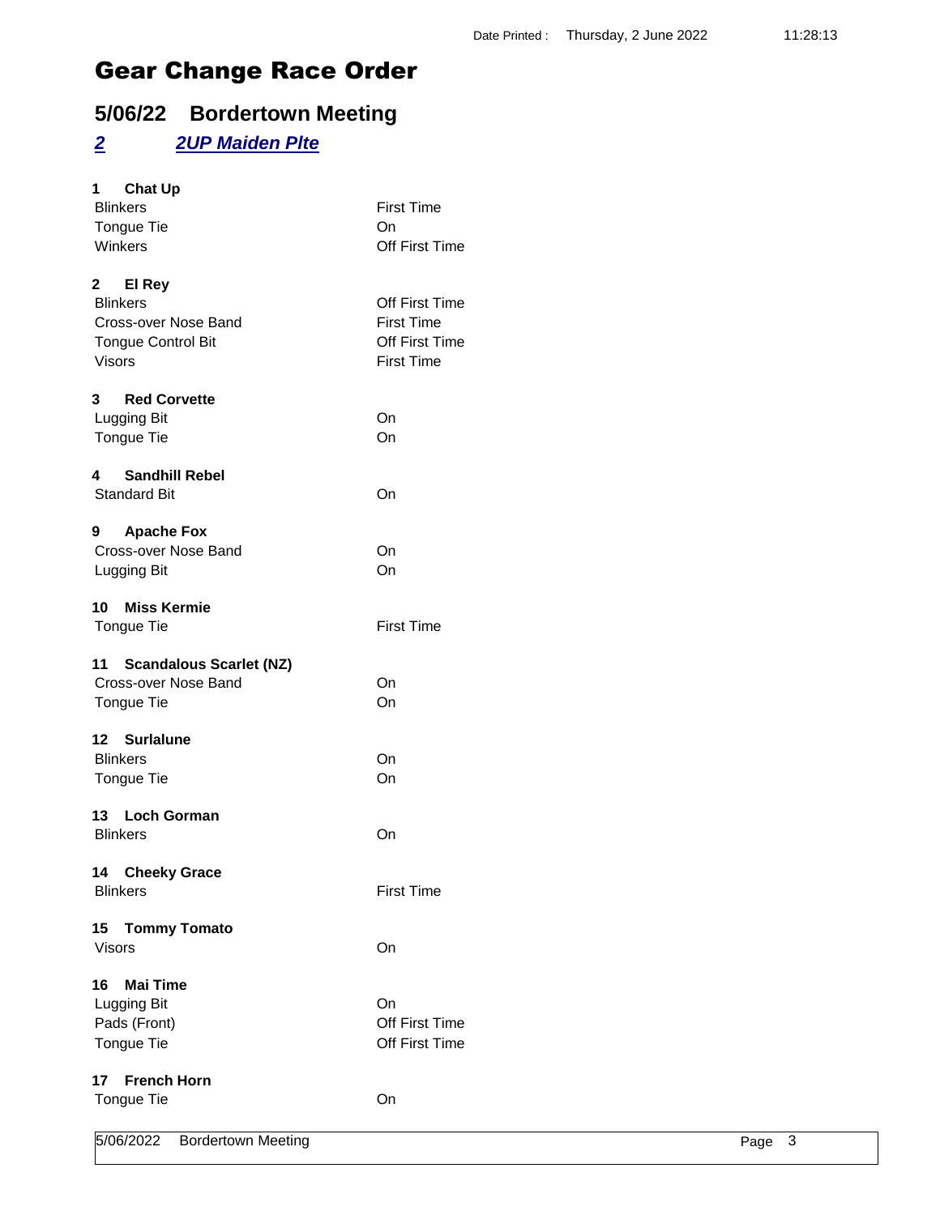Date Printed : Thursday, 2 June 2022 11:28:13

# Gear Change Race Order

## 5/06/22 Bordertown Meeting

### *2* *2UP Maiden Plte*

**1 Chat Up**

| | |
|---|---|
| Blinkers | First Time |
| Tongue Tie | On |
| Winkers | Off First Time |

**2 El Rey**

| | |
|---|---|
| Blinkers | Off First Time |
| Cross-over Nose Band | First Time |
| Tongue Control Bit | Off First Time |
| Visors | First Time |

**3 Red Corvette**

| | |
|---|---|
| Lugging Bit | On |
| Tongue Tie | On |

**4 Sandhill Rebel**

| | |
|---|---|
| Standard Bit | On |

**9 Apache Fox**

| | |
|---|---|
| Cross-over Nose Band | On |
| Lugging Bit | On |

**10 Miss Kermie**

| | |
|---|---|
| Tongue Tie | First Time |

**11 Scandalous Scarlet (NZ)**

| | |
|---|---|
| Cross-over Nose Band | On |
| Tongue Tie | On |

**12 Surlalune**

| | |
|---|---|
| Blinkers | On |
| Tongue Tie | On |

**13 Loch Gorman**

| | |
|---|---|
| Blinkers | On |

**14 Cheeky Grace**

| | |
|---|---|
| Blinkers | First Time |

**15 Tommy Tomato**

| | |
|---|---|
| Visors | On |

**16 Mai Time**

| | |
|---|---|
| Lugging Bit | On |
| Pads (Front) | Off First Time |
| Tongue Tie | Off First Time |

**17 French Horn**

| | |
|---|---|
| Tongue Tie | On |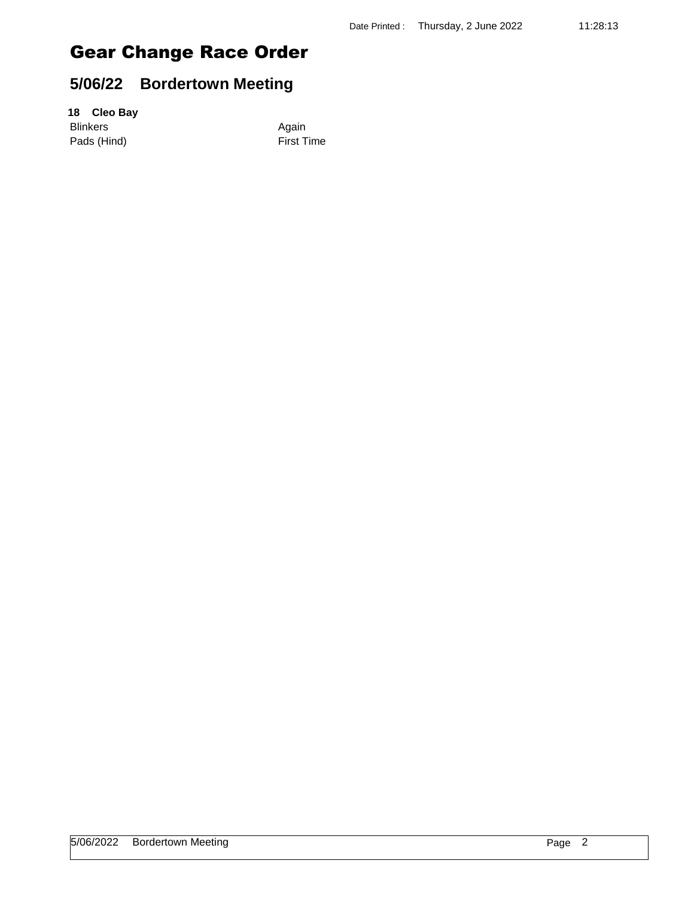# Gear Change Race Order

## 5/06/22 Bordertown Meeting

**18 Cleo Bay**

| | |
|---|---|
| Blinkers | Again |
| Pads (Hind) | First Time |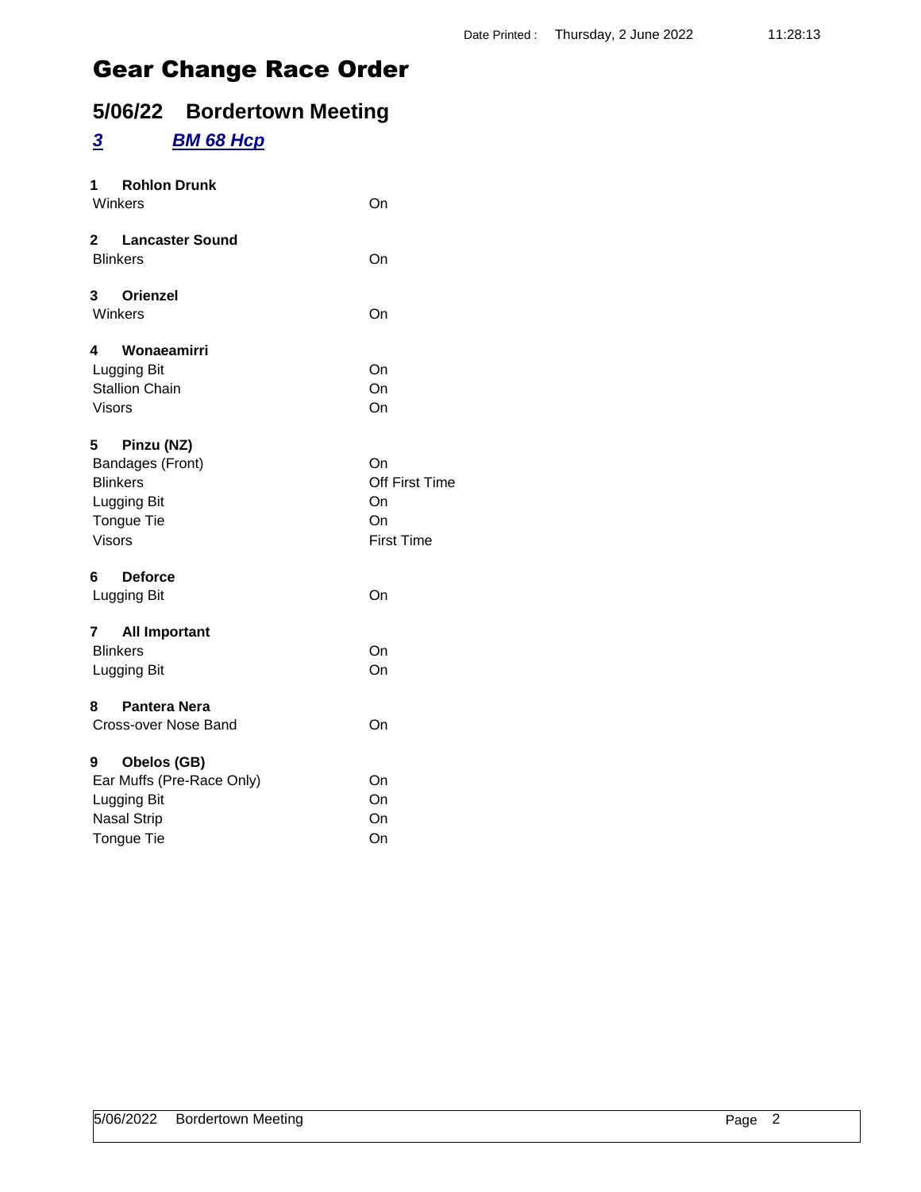# Gear Change Race Order

## 5/06/22 Bordertown Meeting

### [*3*](#) [*BM 68 Hcp*](#)

**1 Rohlon Drunk**

| | |
|---|---|
| Winkers | On |

**2 Lancaster Sound**

| | |
|---|---|
| Blinkers | On |

**3 Orienzel**

| | |
|---|---|
| Winkers | On |

**4 Wonaeamirri**

| | |
|---|---|
| Lugging Bit | On |
| Stallion Chain | On |
| Visors | On |

**5 Pinzu (NZ)**

| | |
|---|---|
| Bandages (Front) | On |
| Blinkers | Off First Time |
| Lugging Bit | On |
| Tongue Tie | On |
| Visors | First Time |

**6 Deforce**

| | |
|---|---|
| Lugging Bit | On |

**7 All Important**

| | |
|---|---|
| Blinkers | On |
| Lugging Bit | On |

**8 Pantera Nera**

| | |
|---|---|
| Cross-over Nose Band | On |

**9 Obelos (GB)**

| | |
|---|---|
| Ear Muffs (Pre-Race Only) | On |
| Lugging Bit | On |
| Nasal Strip | On |
| Tongue Tie | On |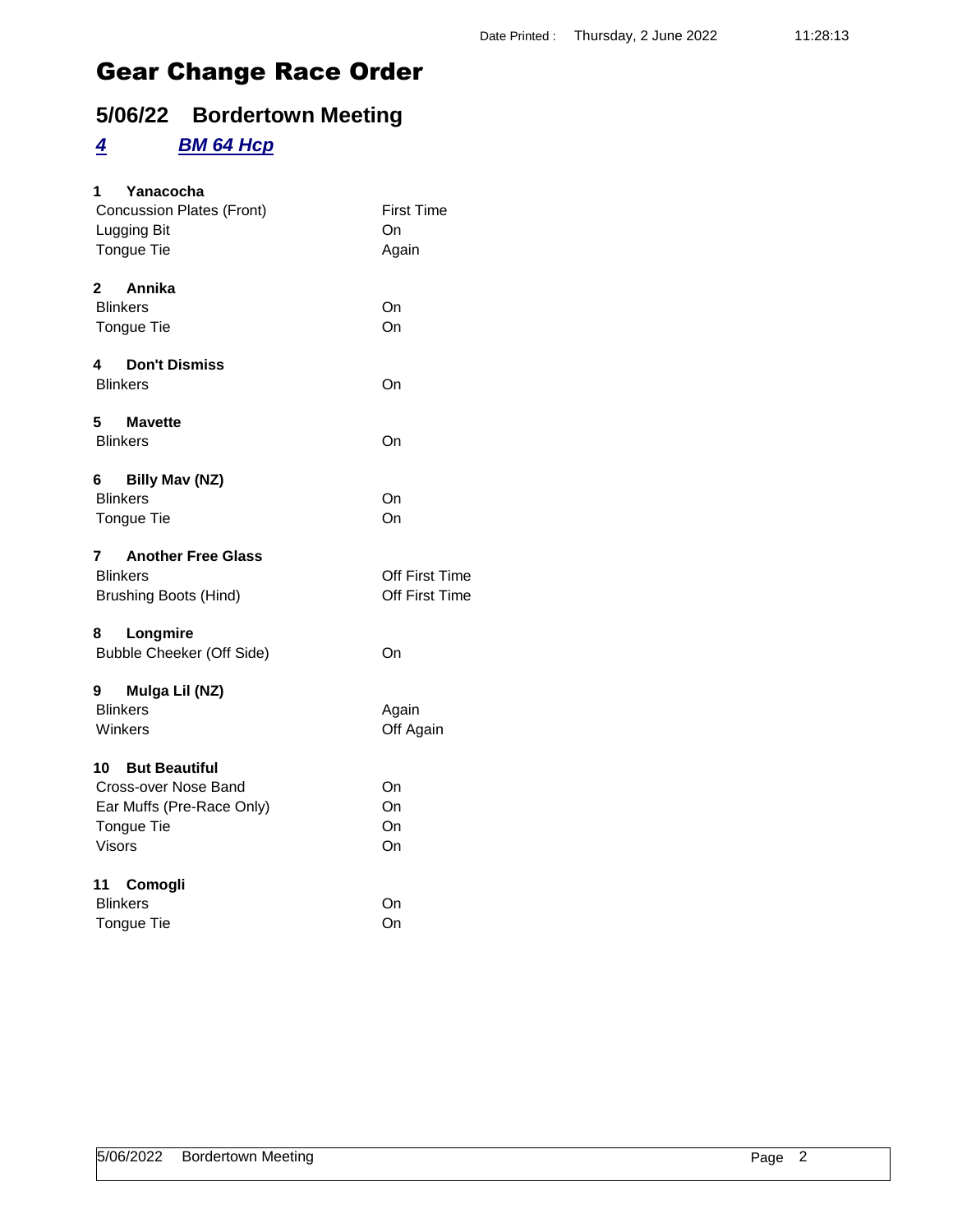# Gear Change Race Order

## 5/06/22 Bordertown Meeting

### *4* *BM 64 Hcp*

**1 Yanacocha**

| | |
|---|---|
| Concussion Plates (Front) | First Time |
| Lugging Bit | On |
| Tongue Tie | Again |

**2 Annika**

| | |
|---|---|
| Blinkers | On |
| Tongue Tie | On |

**4 Don't Dismiss**

| | |
|---|---|
| Blinkers | On |

**5 Mavette**

| | |
|---|---|
| Blinkers | On |

**6 Billy Mav (NZ)**

| | |
|---|---|
| Blinkers | On |
| Tongue Tie | On |

**7 Another Free Glass**

| | |
|---|---|
| Blinkers | Off First Time |
| Brushing Boots (Hind) | Off First Time |

**8 Longmire**

| | |
|---|---|
| Bubble Cheeker (Off Side) | On |

**9 Mulga Lil (NZ)**

| | |
|---|---|
| Blinkers | Again |
| Winkers | Off Again |

**10 But Beautiful**

| | |
|---|---|
| Cross-over Nose Band | On |
| Ear Muffs (Pre-Race Only) | On |
| Tongue Tie | On |
| Visors | On |

**11 Comogli**

| | |
|---|---|
| Blinkers | On |
| Tongue Tie | On |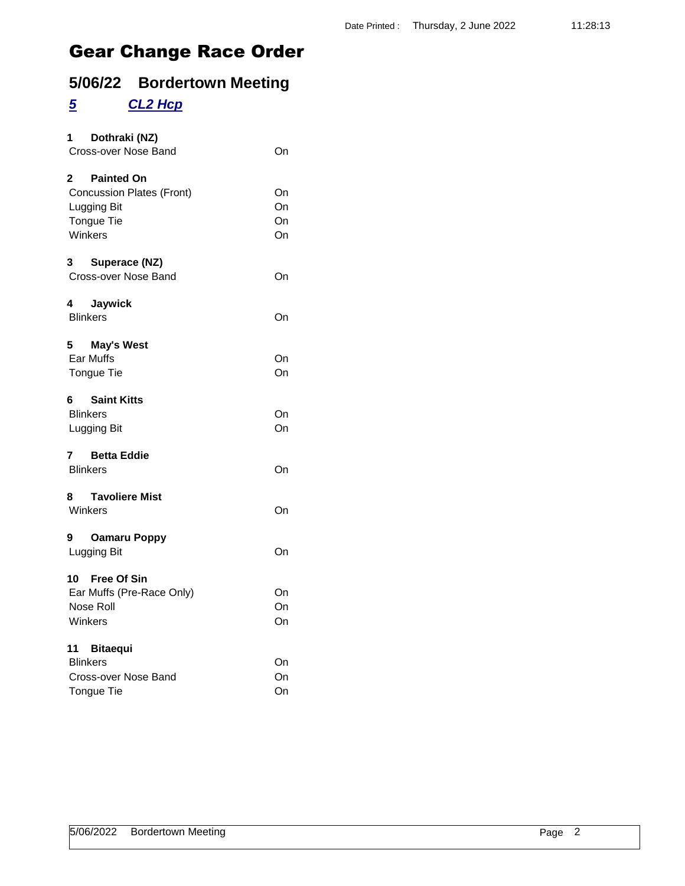Date Printed : Thursday, 2 June 2022 11:28:13

# Gear Change Race Order

## 5/06/22 Bordertown Meeting

### *5* *CL2 Hcp*

**1 Dothraki (NZ)**

| | |
|---|---|
| Cross-over Nose Band | On |

**2 Painted On**

| | |
|---|---|
| Concussion Plates (Front) | On |
| Lugging Bit | On |
| Tongue Tie | On |
| Winkers | On |

**3 Superace (NZ)**

| | |
|---|---|
| Cross-over Nose Band | On |

**4 Jaywick**

| | |
|---|---|
| Blinkers | On |

**5 May's West**

| | |
|---|---|
| Ear Muffs | On |
| Tongue Tie | On |

**6 Saint Kitts**

| | |
|---|---|
| Blinkers | On |
| Lugging Bit | On |

**7 Betta Eddie**

| | |
|---|---|
| Blinkers | On |

**8 Tavoliere Mist**

| | |
|---|---|
| Winkers | On |

**9 Oamaru Poppy**

| | |
|---|---|
| Lugging Bit | On |

**10 Free Of Sin**

| | |
|---|---|
| Ear Muffs (Pre-Race Only) | On |
| Nose Roll | On |
| Winkers | On |

**11 Bitaequi**

| | |
|---|---|
| Blinkers | On |
| Cross-over Nose Band | On |
| Tongue Tie | On |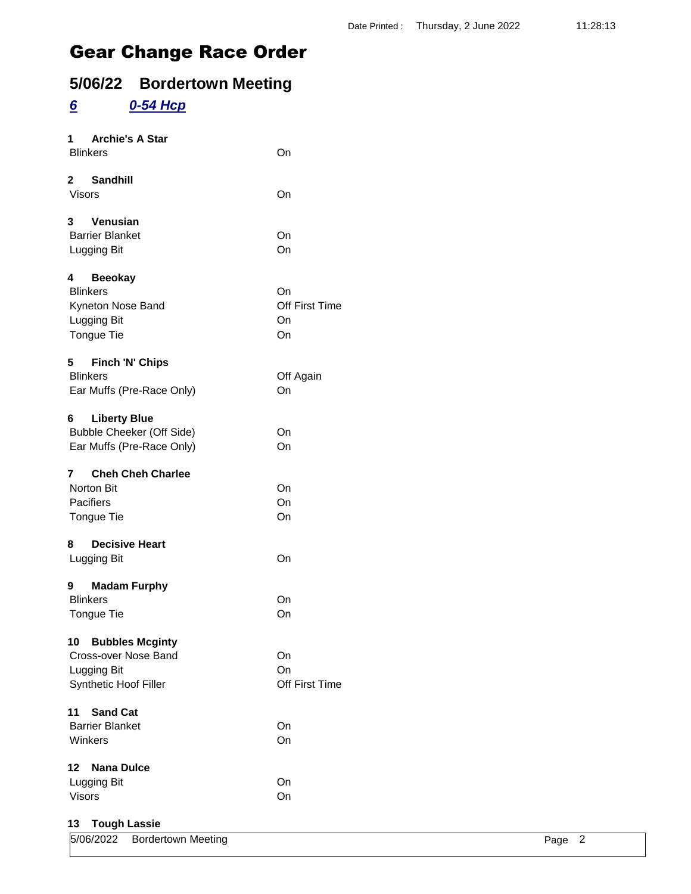Date Printed : Thursday, 2 June 2022 11:28:13

# Gear Change Race Order

## 5/06/22 Bordertown Meeting

### *6* *0-54 Hcp*

**1 Archie's A Star**

| | |
|---|---|
| Blinkers | On |

**2 Sandhill**

| | |
|---|---|
| Visors | On |

**3 Venusian**

| | |
|---|---|
| Barrier Blanket | On |
| Lugging Bit | On |

**4 Beeokay**

| | |
|---|---|
| Blinkers | On |
| Kyneton Nose Band | Off First Time |
| Lugging Bit | On |
| Tongue Tie | On |

**5 Finch 'N' Chips**

| | |
|---|---|
| Blinkers | Off Again |
| Ear Muffs (Pre-Race Only) | On |

**6 Liberty Blue**

| | |
|---|---|
| Bubble Cheeker (Off Side) | On |
| Ear Muffs (Pre-Race Only) | On |

**7 Cheh Cheh Charlee**

| | |
|---|---|
| Norton Bit | On |
| Pacifiers | On |
| Tongue Tie | On |

**8 Decisive Heart**

| | |
|---|---|
| Lugging Bit | On |

**9 Madam Furphy**

| | |
|---|---|
| Blinkers | On |
| Tongue Tie | On |

**10 Bubbles Mcginty**

| | |
|---|---|
| Cross-over Nose Band | On |
| Lugging Bit | On |
| Synthetic Hoof Filler | Off First Time |

**11 Sand Cat**

| | |
|---|---|
| Barrier Blanket | On |
| Winkers | On |

**12 Nana Dulce**

| | |
|---|---|
| Lugging Bit | On |
| Visors | On |

**13 Tough Lassie**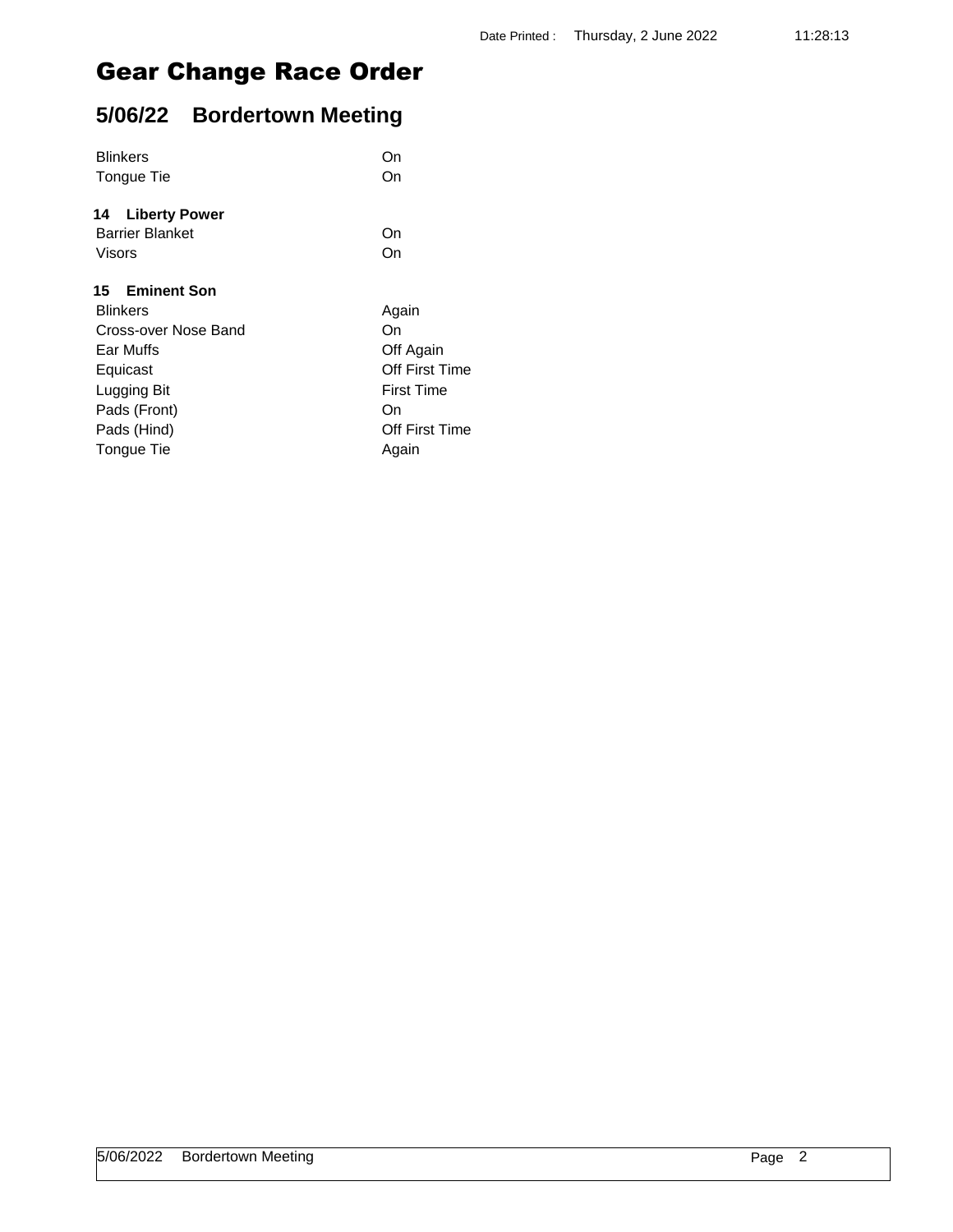# Gear Change Race Order

## 5/06/22 Bordertown Meeting

| | |
|---|---|
| Blinkers | On |
| Tongue Tie | On |

### 14 Liberty Power

| | |
|---|---|
| Barrier Blanket | On |
| Visors | On |

### 15 Eminent Son

| | |
|---|---|
| Blinkers | Again |
| Cross-over Nose Band | On |
| Ear Muffs | Off Again |
| Equicast | Off First Time |
| Lugging Bit | First Time |
| Pads (Front) | On |
| Pads (Hind) | Off First Time |
| Tongue Tie | Again |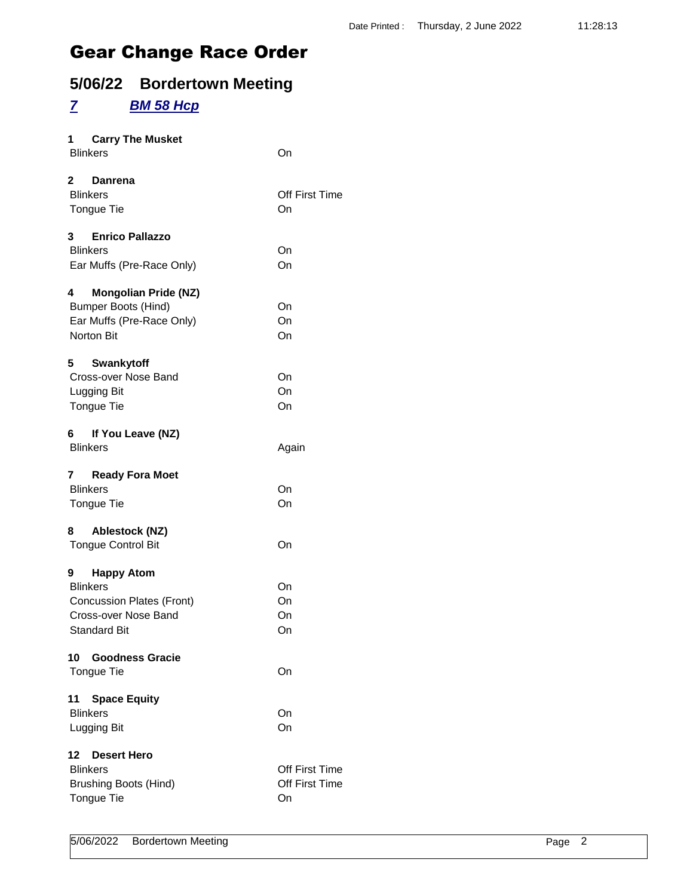Date Printed : Thursday, 2 June 2022 11:28:13

# Gear Change Race Order

## 5/06/22 Bordertown Meeting

### *7* *BM 58 Hcp*

**1 Carry The Musket**

| | |
|---|---|
| Blinkers | On |

**2 Danrena**

| | |
|---|---|
| Blinkers | Off First Time |
| Tongue Tie | On |

**3 Enrico Pallazzo**

| | |
|---|---|
| Blinkers | On |
| Ear Muffs (Pre-Race Only) | On |

**4 Mongolian Pride (NZ)**

| | |
|---|---|
| Bumper Boots (Hind) | On |
| Ear Muffs (Pre-Race Only) | On |
| Norton Bit | On |

**5 Swankytoff**

| | |
|---|---|
| Cross-over Nose Band | On |
| Lugging Bit | On |
| Tongue Tie | On |

**6 If You Leave (NZ)**

| | |
|---|---|
| Blinkers | Again |

**7 Ready Fora Moet**

| | |
|---|---|
| Blinkers | On |
| Tongue Tie | On |

**8 Ablestock (NZ)**

| | |
|---|---|
| Tongue Control Bit | On |

**9 Happy Atom**

| | |
|---|---|
| Blinkers | On |
| Concussion Plates (Front) | On |
| Cross-over Nose Band | On |
| Standard Bit | On |

**10 Goodness Gracie**

| | |
|---|---|
| Tongue Tie | On |

**11 Space Equity**

| | |
|---|---|
| Blinkers | On |
| Lugging Bit | On |

**12 Desert Hero**

| | |
|---|---|
| Blinkers | Off First Time |
| Brushing Boots (Hind) | Off First Time |
| Tongue Tie | On |